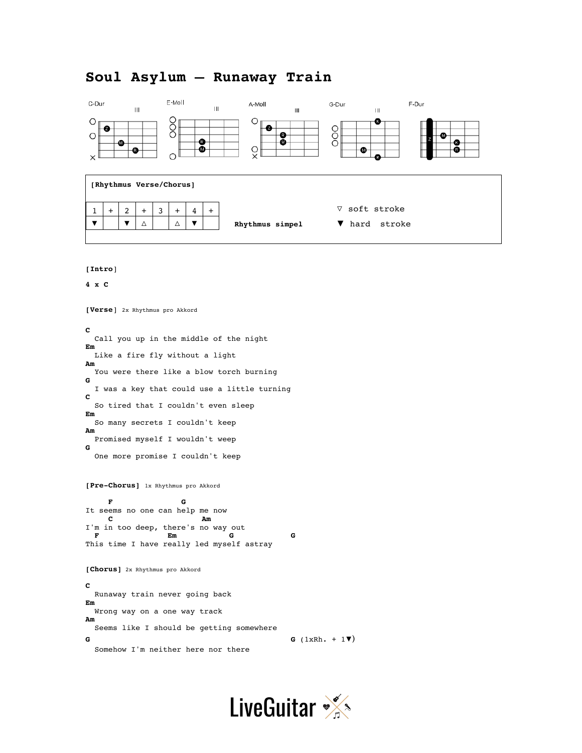# Soul Asylum – Runaway Train

C-Dur | E-Moll | A-Moll | G-Dur | F-Dur

**[Rhythmus Verse/Chorus]**

| 1 | + | 2 | + | 3 | + | 4 | + |
|---|---|---|---|---|---|---|---|
| ▼ | | ▼ | △ | | △ | ▼ | |

**Rhythmus simpel**

▽ soft stroke

▼ hard stroke

**[Intro]**

**4 x C**

**[Verse]** 2x Rhythmus pro Akkord

```
C
  Call you up in the middle of the night
Em
  Like a fire fly without a light
Am
  You were there like a blow torch burning
G
  I was a key that could use a little turning
C
  So tired that I couldn't even sleep
Em
  So many secrets I couldn't keep
Am
  Promised myself I wouldn't weep
G
  One more promise I couldn't keep
```

**[Pre-Chorus]** 1x Rhythmus pro Akkord

```
     F               G
It seems no one can help me now
     C                     Am
I'm in too deep, there's no way out
  F               Em          G              G
This time I have really led myself astray
```

**[Chorus]** 2x Rhythmus pro Akkord

```
C
  Runaway train never going back
Em
  Wrong way on a one way track
Am
  Seems like I should be getting somewhere
G                                            G (1xRh. + 1▼)
  Somehow I'm neither here nor there
```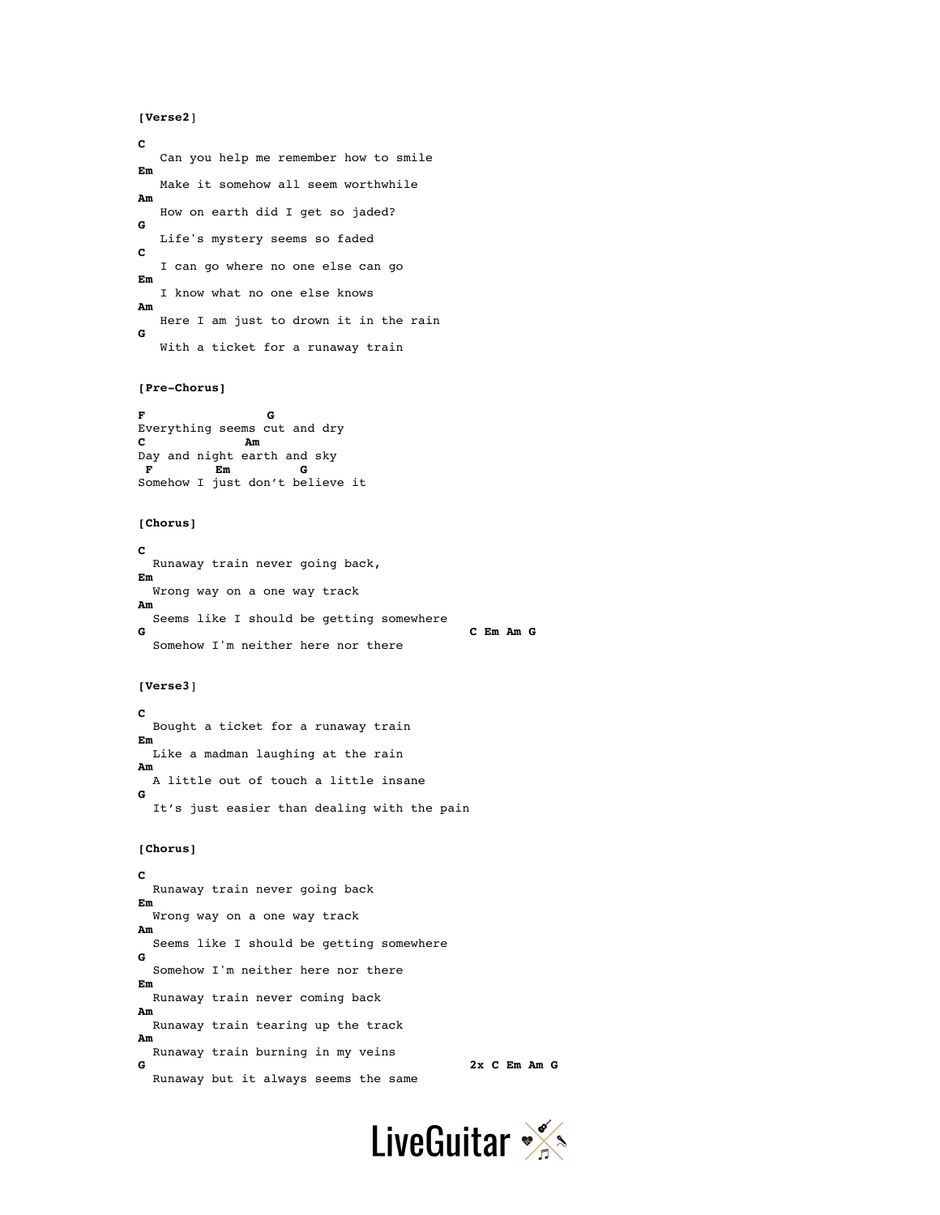```
[Verse2]

C
   Can you help me remember how to smile
Em
   Make it somehow all seem worthwhile
Am
   How on earth did I get so jaded?
G
   Life's mystery seems so faded
C
   I can go where no one else can go
Em
   I know what no one else knows
Am
   Here I am just to drown it in the rain
G
   With a ticket for a runaway train


[Pre-Chorus]

F                 G
Everything seems cut and dry
C              Am
Day and night earth and sky
 F         Em          G
Somehow I just don't believe it


[Chorus]

C
  Runaway train never going back,
Em
  Wrong way on a one way track
Am
  Seems like I should be getting somewhere
G                                               C Em Am G
  Somehow I'm neither here nor there


[Verse3]

C
  Bought a ticket for a runaway train
Em
  Like a madman laughing at the rain
Am
  A little out of touch a little insane
G
  It's just easier than dealing with the pain


[Chorus]

C
  Runaway train never going back
Em
  Wrong way on a one way track
Am
  Seems like I should be getting somewhere
G
  Somehow I'm neither here nor there
Em
  Runaway train never coming back
Am
  Runaway train tearing up the track
Am
  Runaway train burning in my veins
G                                               2x C Em Am G
  Runaway but it always seems the same
```